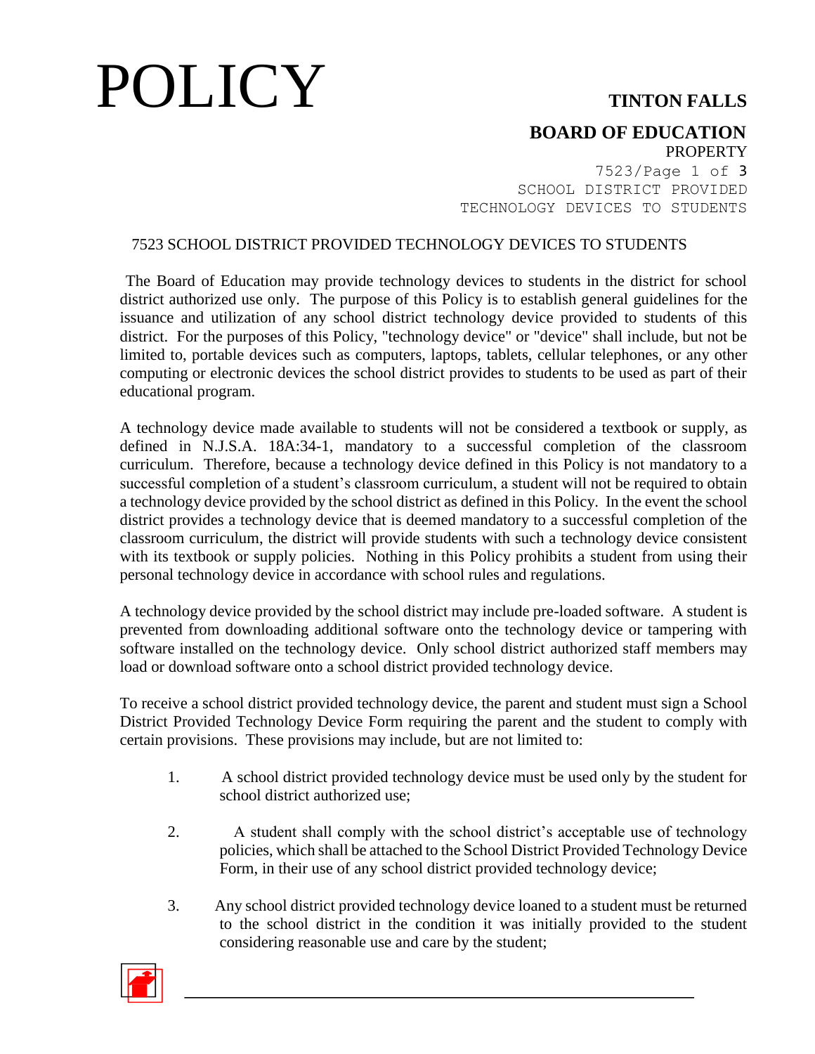# 7523 SCHOOL DISTRICT PROVIDED TECHNOLOGY DEVICES TO STUDENTS

The Board of Education may provide technology devices to students in the district for school district authorized use only. The purpose of this Policy is to establish general guidelines for the issuance and utilization of any school district technology device provided to students of this district. For the purposes of this Policy, "technology device" or "device" shall include, but not be limited to, portable devices such as computers, laptops, tablets, cellular telephones, or any other computing or electronic devices the school district provides to students to be used as part of their educational program.

A technology device made available to students will not be considered a textbook or supply, as defined in N.J.S.A. 18A:34-1, mandatory to a successful completion of the classroom curriculum. Therefore, because a technology device defined in this Policy is not mandatory to a successful completion of a student's classroom curriculum, a student will not be required to obtain a technology device provided by the school district as defined in this Policy. In the event the school district provides a technology device that is deemed mandatory to a successful completion of the classroom curriculum, the district will provide students with such a technology device consistent with its textbook or supply policies. Nothing in this Policy prohibits a student from using their personal technology device in accordance with school rules and regulations.

A technology device provided by the school district may include pre-loaded software. A student is prevented from downloading additional software onto the technology device or tampering with software installed on the technology device. Only school district authorized staff members may load or download software onto a school district provided technology device.

To receive a school district provided technology device, the parent and student must sign a School District Provided Technology Device Form requiring the parent and the student to comply with certain provisions. These provisions may include, but are not limited to:

1. A school district provided technology device must be used only by the student for school district authorized use;

2. A student shall comply with the school district's acceptable use of technology policies, which shall be attached to the School District Provided Technology Device Form, in their use of any school district provided technology device;

3. Any school district provided technology device loaned to a student must be returned to the school district in the condition it was initially provided to the student considering reasonable use and care by the student;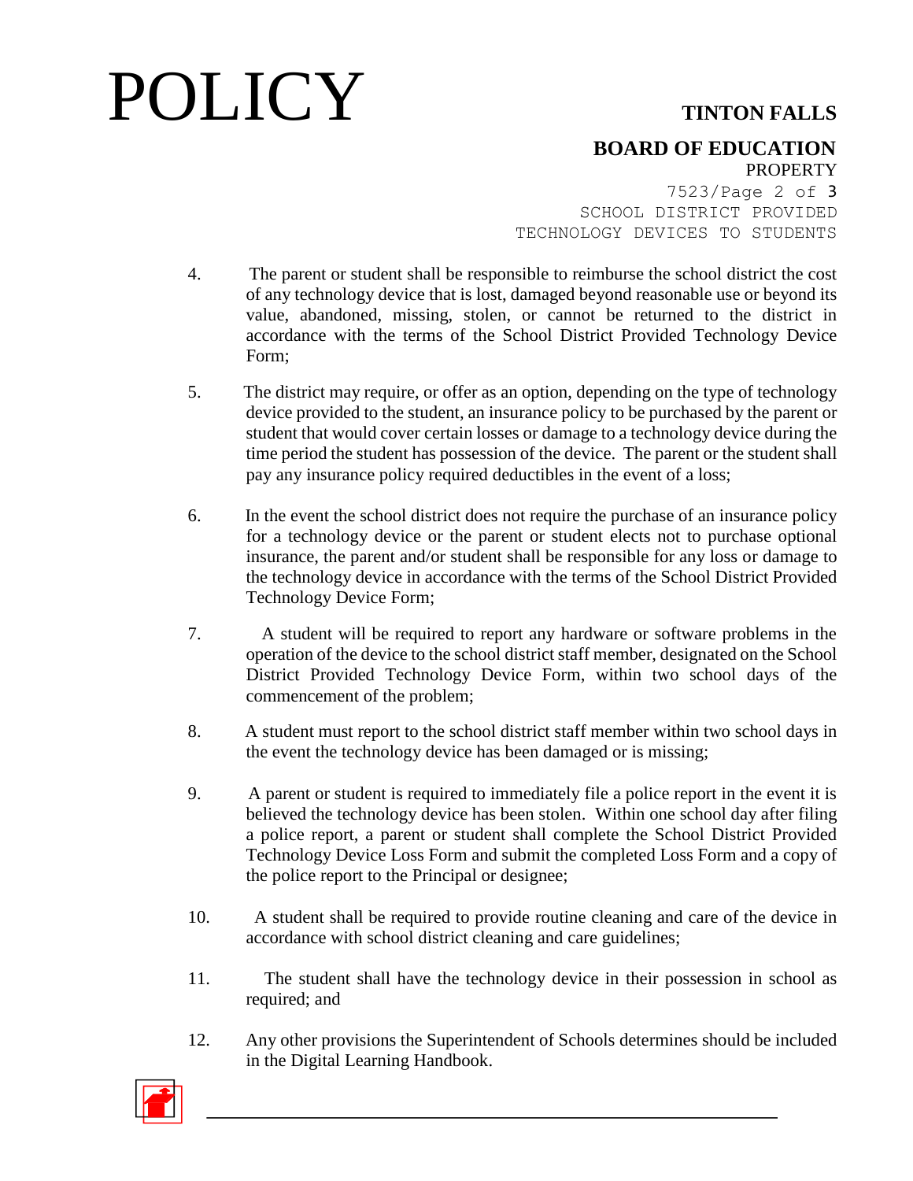4. The parent or student shall be responsible to reimburse the school district the cost of any technology device that is lost, damaged beyond reasonable use or beyond its value, abandoned, missing, stolen, or cannot be returned to the district in accordance with the terms of the School District Provided Technology Device Form;

5. The district may require, or offer as an option, depending on the type of technology device provided to the student, an insurance policy to be purchased by the parent or student that would cover certain losses or damage to a technology device during the time period the student has possession of the device. The parent or the student shall pay any insurance policy required deductibles in the event of a loss;

6. In the event the school district does not require the purchase of an insurance policy for a technology device or the parent or student elects not to purchase optional insurance, the parent and/or student shall be responsible for any loss or damage to the technology device in accordance with the terms of the School District Provided Technology Device Form;

7. A student will be required to report any hardware or software problems in the operation of the device to the school district staff member, designated on the School District Provided Technology Device Form, within two school days of the commencement of the problem;

8. A student must report to the school district staff member within two school days in the event the technology device has been damaged or is missing;

9. A parent or student is required to immediately file a police report in the event it is believed the technology device has been stolen. Within one school day after filing a police report, a parent or student shall complete the School District Provided Technology Device Loss Form and submit the completed Loss Form and a copy of the police report to the Principal or designee;

10. A student shall be required to provide routine cleaning and care of the device in accordance with school district cleaning and care guidelines;

11. The student shall have the technology device in their possession in school as required; and

12. Any other provisions the Superintendent of Schools determines should be included in the Digital Learning Handbook.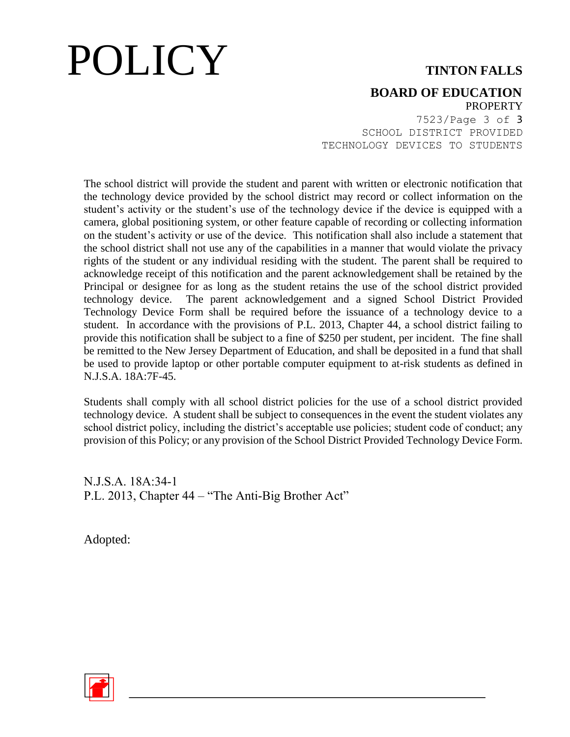The school district will provide the student and parent with written or electronic notification that the technology device provided by the school district may record or collect information on the student's activity or the student's use of the technology device if the device is equipped with a camera, global positioning system, or other feature capable of recording or collecting information on the student's activity or use of the device. This notification shall also include a statement that the school district shall not use any of the capabilities in a manner that would violate the privacy rights of the student or any individual residing with the student. The parent shall be required to acknowledge receipt of this notification and the parent acknowledgement shall be retained by the Principal or designee for as long as the student retains the use of the school district provided technology device. The parent acknowledgement and a signed School District Provided Technology Device Form shall be required before the issuance of a technology device to a student. In accordance with the provisions of P.L. 2013, Chapter 44, a school district failing to provide this notification shall be subject to a fine of $250 per student, per incident. The fine shall be remitted to the New Jersey Department of Education, and shall be deposited in a fund that shall be used to provide laptop or other portable computer equipment to at-risk students as defined in N.J.S.A. 18A:7F-45.

Students shall comply with all school district policies for the use of a school district provided technology device. A student shall be subject to consequences in the event the student violates any school district policy, including the district's acceptable use policies; student code of conduct; any provision of this Policy; or any provision of the School District Provided Technology Device Form.

N.J.S.A. 18A:34-1
P.L. 2013, Chapter 44 – "The Anti-Big Brother Act"

Adopted: